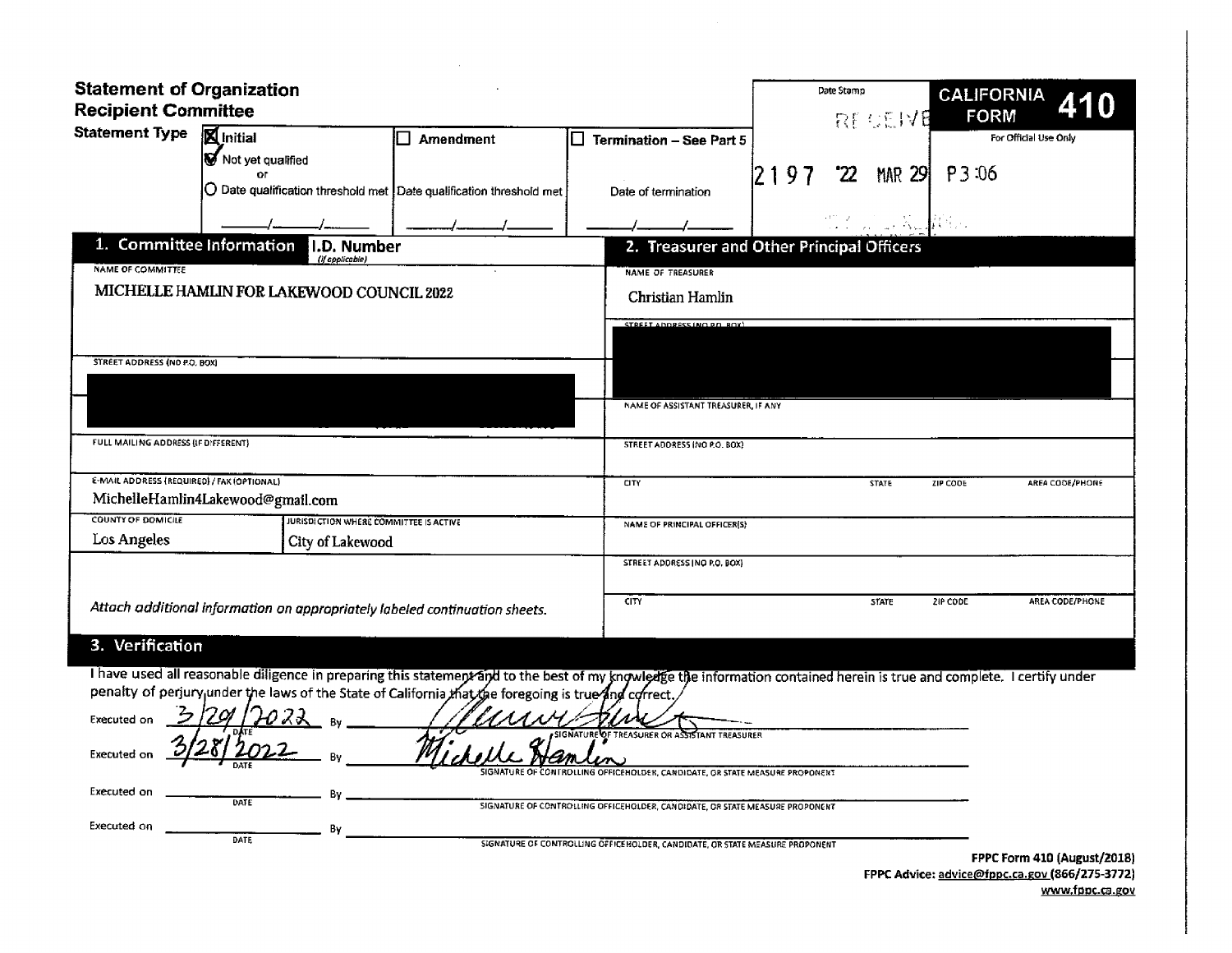# Statement of Organization
## Recipient Committee

**CALIFORNIA FORM 410**

For Official Use Only

Date Stamp

RECEIVED

2197 '22 MAR 29 P3:06

**Statement Type**

| ☒ Initial | ☐ Amendment | ☐ Termination – See Part 5 |
|---|---|---|
| ☑ Not yet qualified or ○ Date qualification threshold met | Date qualification threshold met | Date of termination |
| ___/___/___ | ___/___/___ | ___/___/___ |

## 1. Committee Information

**I.D. Number** *(If applicable)*

NAME OF COMMITTEE

MICHELLE HAMLIN FOR LAKEWOOD COUNCIL 2022

STREET ADDRESS (NO P.O. BOX)

[REDACTED]

FULL MAILING ADDRESS (IF DIFFERENT)

E-MAIL ADDRESS (REQUIRED) / FAX (OPTIONAL)

MichelleHamlin4Lakewood@gmail.com

| COUNTY OF DOMICILE | JURISDICTION WHERE COMMITTEE IS ACTIVE |
|---|---|
| Los Angeles | City of Lakewood |

*Attach additional information on appropriately labeled continuation sheets.*

## 2. Treasurer and Other Principal Officers

NAME OF TREASURER

Christian Hamlin

STREET ADDRESS (NO P.O. BOX)

[REDACTED]

NAME OF ASSISTANT TREASURER, IF ANY

STREET ADDRESS (NO P.O. BOX)

| CITY | STATE | ZIP CODE | AREA CODE/PHONE |
|---|---|---|---|
| | | | |

NAME OF PRINCIPAL OFFICER(S)

STREET ADDRESS (NO P.O. BOX)

| CITY | STATE | ZIP CODE | AREA CODE/PHONE |
|---|---|---|---|
| | | | |

## 3. Verification

I have used all reasonable diligence in preparing this statement and to the best of my knowledge the information contained herein is true and complete. I certify under penalty of perjury under the laws of the State of California that the foregoing is true and correct.

Executed on 3/29/2022 By [signature] SIGNATURE OF TREASURER OR ASSISTANT TREASURER

Executed on 3/28/2022 By Michelle Hamlin SIGNATURE OF CONTROLLING OFFICEHOLDER, CANDIDATE, OR STATE MEASURE PROPONENT

Executed on ________ DATE By ________ SIGNATURE OF CONTROLLING OFFICEHOLDER, CANDIDATE, OR STATE MEASURE PROPONENT

Executed on ________ DATE By ________ SIGNATURE OF CONTROLLING OFFICEHOLDER, CANDIDATE, OR STATE MEASURE PROPONENT

**FPPC Form 410 (August/2018)**
**FPPC Advice: advice@fppc.ca.gov (866/275-3772)**
**www.fppc.ca.gov**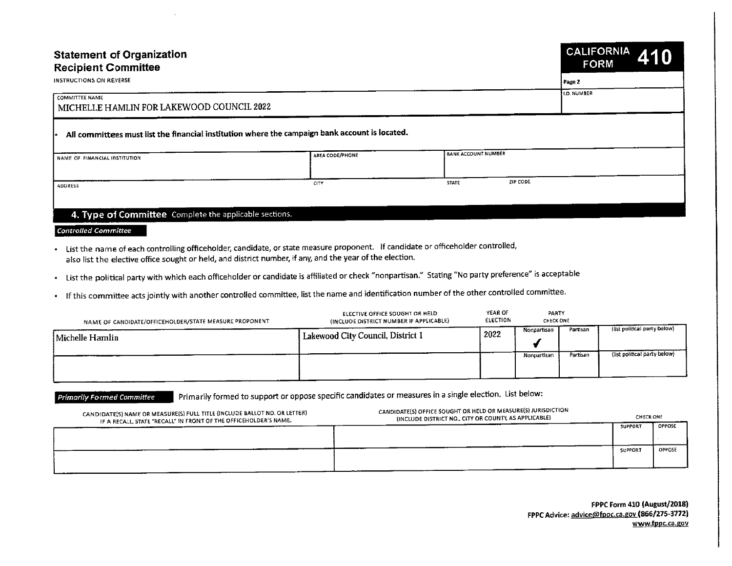# Statement of Organization Recipient Committee

INSTRUCTIONS ON REVERSE

**CALIFORNIA FORM 410**

Page 2

| COMMITTEE NAME | I.D. NUMBER |
| --- | --- |
| MICHELLE HAMLIN FOR LAKEWOOD COUNCIL 2022 | |

- **All committees must list the financial institution where the campaign bank account is located.**

| NAME OF FINANCIAL INSTITUTION | AREA CODE/PHONE | BANK ACCOUNT NUMBER | |
| --- | --- | --- | --- |
| | | | |
| ADDRESS | CITY | STATE | ZIP CODE |
| | | | |

## 4. Type of Committee Complete the applicable sections.

### *Controlled Committee*

- List the name of each controlling officeholder, candidate, or state measure proponent. If candidate or officeholder controlled, also list the elective office sought or held, and district number, if any, and the year of the election.
- List the political party with which each officeholder or candidate is affiliated or check "nonpartisan." Stating "No party preference" is acceptable
- If this committee acts jointly with another controlled committee, list the name and identification number of the other controlled committee.

| NAME OF CANDIDATE/OFFICEHOLDER/STATE MEASURE PROPONENT | ELECTIVE OFFICE SOUGHT OR HELD (INCLUDE DISTRICT NUMBER IF APPLICABLE) | YEAR OF ELECTION | PARTY CHECK ONE | | |
| --- | --- | --- | --- | --- | --- |
| | | | Nonpartisan | Partisan | (list political party below) |
| Michelle Hamlin | Lakewood City Council, District 1 | 2022 | ✓ | | |
| | | | Nonpartisan | Partisan | (list political party below) |
| | | | | | |

### *Primarily Formed Committee*

Primarily formed to support or oppose specific candidates or measures in a single election. List below:

| CANDIDATE(S) NAME OR MEASURE(S) FULL TITLE (INCLUDE BALLOT NO. OR LETTER) IF A RECALL, STATE "RECALL" IN FRONT OF THE OFFICEHOLDER'S NAME. | CANDIDATE(S) OFFICE SOUGHT OR HELD OR MEASURE(S) JURISDICTION (INCLUDE DISTRICT NO., CITY OR COUNTY, AS APPLICABLE) | CHECK ONE | |
| --- | --- | --- | --- |
| | | SUPPORT | OPPOSE |
| | | SUPPORT | OPPOSE |

FPPC Form 410 (August/2018)
FPPC Advice: advice@fppc.ca.gov (866/275-3772)
www.fppc.ca.gov